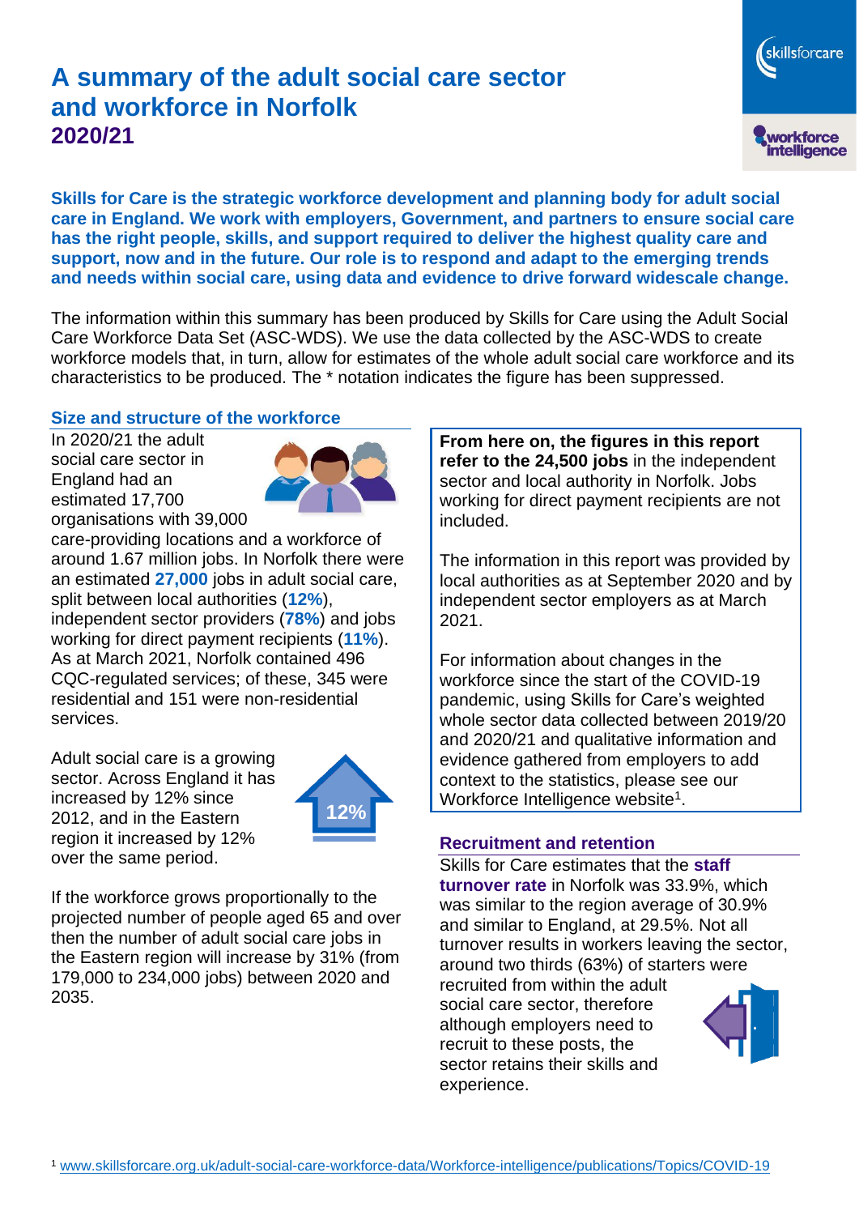# A summary of the adult social care sector and workforce in Norfolk 2020/21

**Skills for Care is the strategic workforce development and planning body for adult social care in England. We work with employers, Government, and partners to ensure social care has the right people, skills, and support required to deliver the highest quality care and support, now and in the future. Our role is to respond and adapt to the emerging trends and needs within social care, using data and evidence to drive forward widescale change.**

The information within this summary has been produced by Skills for Care using the Adult Social Care Workforce Data Set (ASC-WDS). We use the data collected by the ASC-WDS to create workforce models that, in turn, allow for estimates of the whole adult social care workforce and its characteristics to be produced. The * notation indicates the figure has been suppressed.

## Size and structure of the workforce

In 2020/21 the adult social care sector in England had an estimated 17,700 organisations with 39,000 care-providing locations and a workforce of around 1.67 million jobs. In Norfolk there were an estimated **27,000** jobs in adult social care, split between local authorities (**12%**), independent sector providers (**78%**) and jobs working for direct payment recipients (**11%**). As at March 2021, Norfolk contained 496 CQC-regulated services; of these, 345 were residential and 151 were non-residential services.

Adult social care is a growing sector. Across England it has increased by 12% since 2012, and in the Eastern region it increased by 12% over the same period.

12%

If the workforce grows proportionally to the projected number of people aged 65 and over then the number of adult social care jobs in the Eastern region will increase by 31% (from 179,000 to 234,000 jobs) between 2020 and 2035.

**From here on, the figures in this report refer to the 24,500 jobs** in the independent sector and local authority in Norfolk. Jobs working for direct payment recipients are not included.

The information in this report was provided by local authorities as at September 2020 and by independent sector employers as at March 2021.

For information about changes in the workforce since the start of the COVID-19 pandemic, using Skills for Care's weighted whole sector data collected between 2019/20 and 2020/21 and qualitative information and evidence gathered from employers to add context to the statistics, please see our Workforce Intelligence website[1].

## Recruitment and retention

Skills for Care estimates that the **staff turnover rate** in Norfolk was 33.9%, which was similar to the region average of 30.9% and similar to England, at 29.5%. Not all turnover results in workers leaving the sector, around two thirds (63%) of starters were recruited from within the adult social care sector, therefore although employers need to recruit to these posts, the sector retains their skills and experience.

[1] www.skillsforcare.org.uk/adult-social-care-workforce-data/Workforce-intelligence/publications/Topics/COVID-19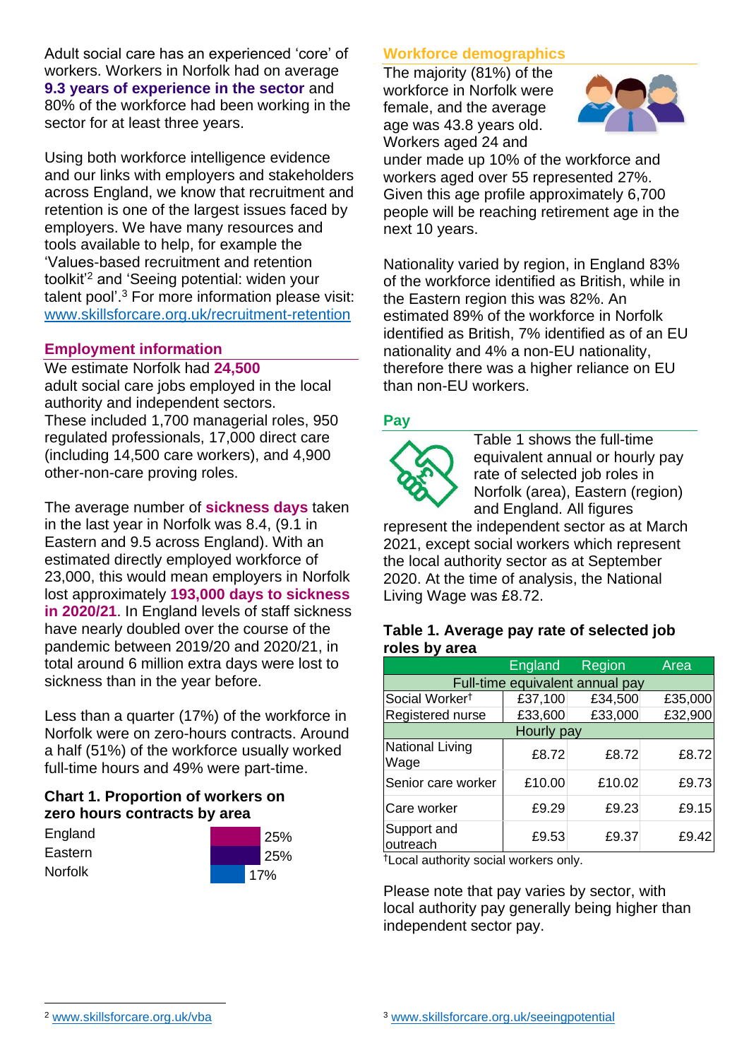Adult social care has an experienced 'core' of workers. Workers in Norfolk had on average **9.3 years of experience in the sector** and 80% of the workforce had been working in the sector for at least three years.

Using both workforce intelligence evidence and our links with employers and stakeholders across England, we know that recruitment and retention is one of the largest issues faced by employers. We have many resources and tools available to help, for example the 'Values-based recruitment and retention toolkit'[2] and 'Seeing potential: widen your talent pool'.[3] For more information please visit: www.skillsforcare.org.uk/recruitment-retention

## Employment information

We estimate Norfolk had **24,500** adult social care jobs employed in the local authority and independent sectors. These included 1,700 managerial roles, 950 regulated professionals, 17,000 direct care (including 14,500 care workers), and 4,900 other-non-care proving roles.

The average number of **sickness days** taken in the last year in Norfolk was 8.4, (9.1 in Eastern and 9.5 across England). With an estimated directly employed workforce of 23,000, this would mean employers in Norfolk lost approximately **193,000 days to sickness in 2020/21**. In England levels of staff sickness have nearly doubled over the course of the pandemic between 2019/20 and 2020/21, in total around 6 million extra days were lost to sickness than in the year before.

Less than a quarter (17%) of the workforce in Norfolk were on zero-hours contracts. Around a half (51%) of the workforce usually worked full-time hours and 49% were part-time.

**Chart 1. Proportion of workers on zero hours contracts by area**

| Area | Proportion |
|---|---|
| England | 25% |
| Eastern | 25% |
| Norfolk | 17% |

## Workforce demographics

The majority (81%) of the workforce in Norfolk were female, and the average age was 43.8 years old. Workers aged 24 and under made up 10% of the workforce and workers aged over 55 represented 27%. Given this age profile approximately 6,700 people will be reaching retirement age in the next 10 years.

Nationality varied by region, in England 83% of the workforce identified as British, while in the Eastern region this was 82%. An estimated 89% of the workforce in Norfolk identified as British, 7% identified as of an EU nationality and 4% a non-EU nationality, therefore there was a higher reliance on EU than non-EU workers.

## Pay

Table 1 shows the full-time equivalent annual or hourly pay rate of selected job roles in Norfolk (area), Eastern (region) and England. All figures represent the independent sector as at March 2021, except social workers which represent the local authority sector as at September 2020. At the time of analysis, the National Living Wage was £8.72.

**Table 1. Average pay rate of selected job roles by area**

| | England | Region | Area |
|---|---|---|---|
| **Full-time equivalent annual pay** | | | |
| Social Worker† | £37,100 | £34,500 | £35,000 |
| Registered nurse | £33,600 | £33,000 | £32,900 |
| **Hourly pay** | | | |
| National Living Wage | £8.72 | £8.72 | £8.72 |
| Senior care worker | £10.00 | £10.02 | £9.73 |
| Care worker | £9.29 | £9.23 | £9.15 |
| Support and outreach | £9.53 | £9.37 | £9.42 |

†Local authority social workers only.

Please note that pay varies by sector, with local authority pay generally being higher than independent sector pay.

[2] www.skillsforcare.org.uk/vba

[3] www.skillsforcare.org.uk/seeingpotential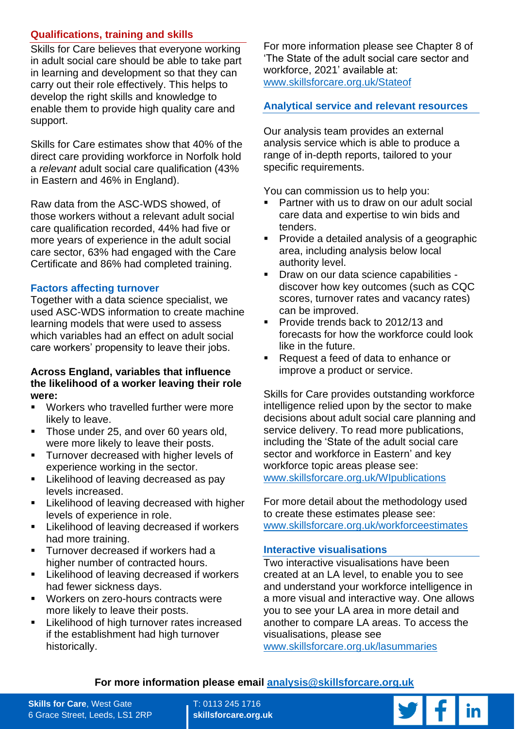## Qualifications, training and skills

Skills for Care believes that everyone working in adult social care should be able to take part in learning and development so that they can carry out their role effectively. This helps to develop the right skills and knowledge to enable them to provide high quality care and support.

Skills for Care estimates show that 40% of the direct care providing workforce in Norfolk hold a *relevant* adult social care qualification (43% in Eastern and 46% in England).

Raw data from the ASC-WDS showed, of those workers without a relevant adult social care qualification recorded, 44% had five or more years of experience in the adult social care sector, 63% had engaged with the Care Certificate and 86% had completed training.

## Factors affecting turnover

Together with a data science specialist, we used ASC-WDS information to create machine learning models that were used to assess which variables had an effect on adult social care workers' propensity to leave their jobs.

**Across England, variables that influence the likelihood of a worker leaving their role were:**

- Workers who travelled further were more likely to leave.
- Those under 25, and over 60 years old, were more likely to leave their posts.
- Turnover decreased with higher levels of experience working in the sector.
- Likelihood of leaving decreased as pay levels increased.
- Likelihood of leaving decreased with higher levels of experience in role.
- Likelihood of leaving decreased if workers had more training.
- Turnover decreased if workers had a higher number of contracted hours.
- Likelihood of leaving decreased if workers had fewer sickness days.
- Workers on zero-hours contracts were more likely to leave their posts.
- Likelihood of high turnover rates increased if the establishment had high turnover historically.

For more information please see Chapter 8 of 'The State of the adult social care sector and workforce, 2021' available at: www.skillsforcare.org.uk/Stateof

## Analytical service and relevant resources

Our analysis team provides an external analysis service which is able to produce a range of in-depth reports, tailored to your specific requirements.

You can commission us to help you:

- Partner with us to draw on our adult social care data and expertise to win bids and tenders.
- Provide a detailed analysis of a geographic area, including analysis below local authority level.
- Draw on our data science capabilities - discover how key outcomes (such as CQC scores, turnover rates and vacancy rates) can be improved.
- Provide trends back to 2012/13 and forecasts for how the workforce could look like in the future.
- Request a feed of data to enhance or improve a product or service.

Skills for Care provides outstanding workforce intelligence relied upon by the sector to make decisions about adult social care planning and service delivery. To read more publications, including the 'State of the adult social care sector and workforce in Eastern' and key workforce topic areas please see: www.skillsforcare.org.uk/WIpublications

For more detail about the methodology used to create these estimates please see: www.skillsforcare.org.uk/workforceestimates

## Interactive visualisations

Two interactive visualisations have been created at an LA level, to enable you to see and understand your workforce intelligence in a more visual and interactive way. One allows you to see your LA area in more detail and another to compare LA areas. To access the visualisations, please see www.skillsforcare.org.uk/lasummaries

**For more information please email analysis@skillsforcare.org.uk**

**Skills for Care**, West Gate
6 Grace Street, Leeds, LS1 2RP

T: 0113 245 1716
**skillsforcare.org.uk**